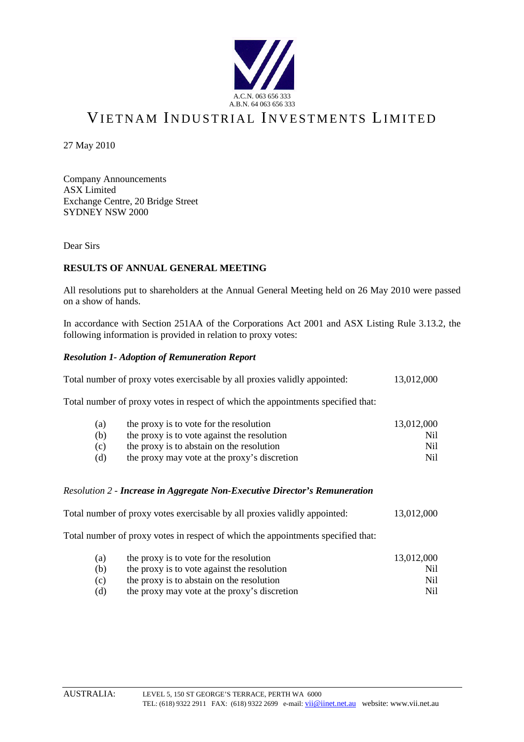A.C.N. 063 656 333
A.B.N. 64 063 656 333

# VIETNAM INDUSTRIAL INVESTMENTS LIMITED

27 May 2010

Company Announcements
ASX Limited
Exchange Centre, 20 Bridge Street
SYDNEY NSW 2000

Dear Sirs

**RESULTS OF ANNUAL GENERAL MEETING**

All resolutions put to shareholders at the Annual General Meeting held on 26 May 2010 were passed on a show of hands.

In accordance with Section 251AA of the Corporations Act 2001 and ASX Listing Rule 3.13.2, the following information is provided in relation to proxy votes:

***Resolution 1- Adoption of Remuneration Report***

Total number of proxy votes exercisable by all proxies validly appointed: 13,012,000

Total number of proxy votes in respect of which the appointments specified that:

| | | |
|---|---|---|
| (a) | the proxy is to vote for the resolution | 13,012,000 |
| (b) | the proxy is to vote against the resolution | Nil |
| (c) | the proxy is to abstain on the resolution | Nil |
| (d) | the proxy may vote at the proxy's discretion | Nil |

*Resolution 2 - **Increase in Aggregate Non-Executive Director's Remuneration***

Total number of proxy votes exercisable by all proxies validly appointed: 13,012,000

Total number of proxy votes in respect of which the appointments specified that:

| | | |
|---|---|---|
| (a) | the proxy is to vote for the resolution | 13,012,000 |
| (b) | the proxy is to vote against the resolution | Nil |
| (c) | the proxy is to abstain on the resolution | Nil |
| (d) | the proxy may vote at the proxy's discretion | Nil |

AUSTRALIA: LEVEL 5, 150 ST GEORGE'S TERRACE, PERTH WA 6000
TEL: (618) 9322 2911 FAX: (618) 9322 2699 e-mail: vii@iinet.net.au website: www.vii.net.au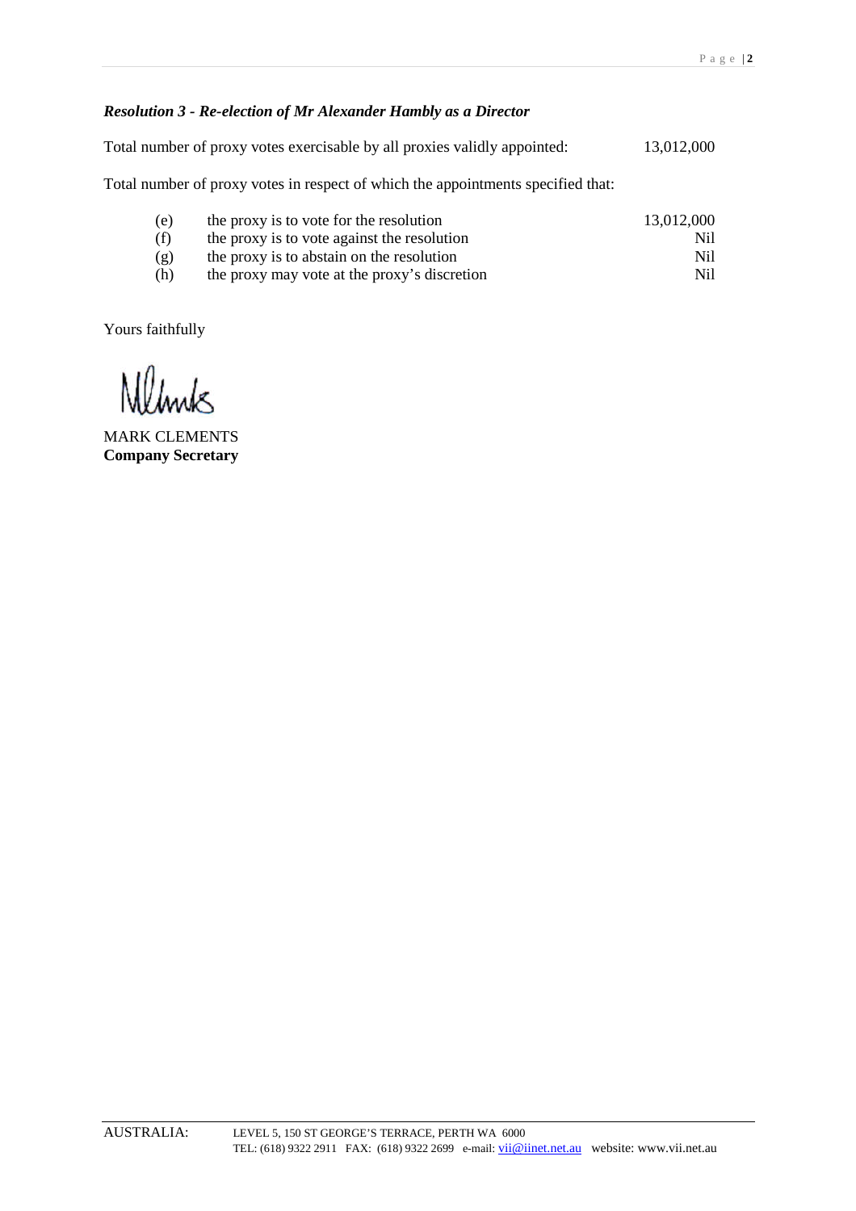***Resolution 3 - Re-election of Mr Alexander Hambly as a Director***

Total number of proxy votes exercisable by all proxies validly appointed: 13,012,000

Total number of proxy votes in respect of which the appointments specified that:

| | | |
|---|---|---|
| (e) | the proxy is to vote for the resolution | 13,012,000 |
| (f) | the proxy is to vote against the resolution | Nil |
| (g) | the proxy is to abstain on the resolution | Nil |
| (h) | the proxy may vote at the proxy's discretion | Nil |

Yours faithfully

MARK CLEMENTS
**Company Secretary**

AUSTRALIA: LEVEL 5, 150 ST GEORGE'S TERRACE, PERTH WA 6000
TEL: (618) 9322 2911 FAX: (618) 9322 2699 e-mail: vii@iinet.net.au website: www.vii.net.au